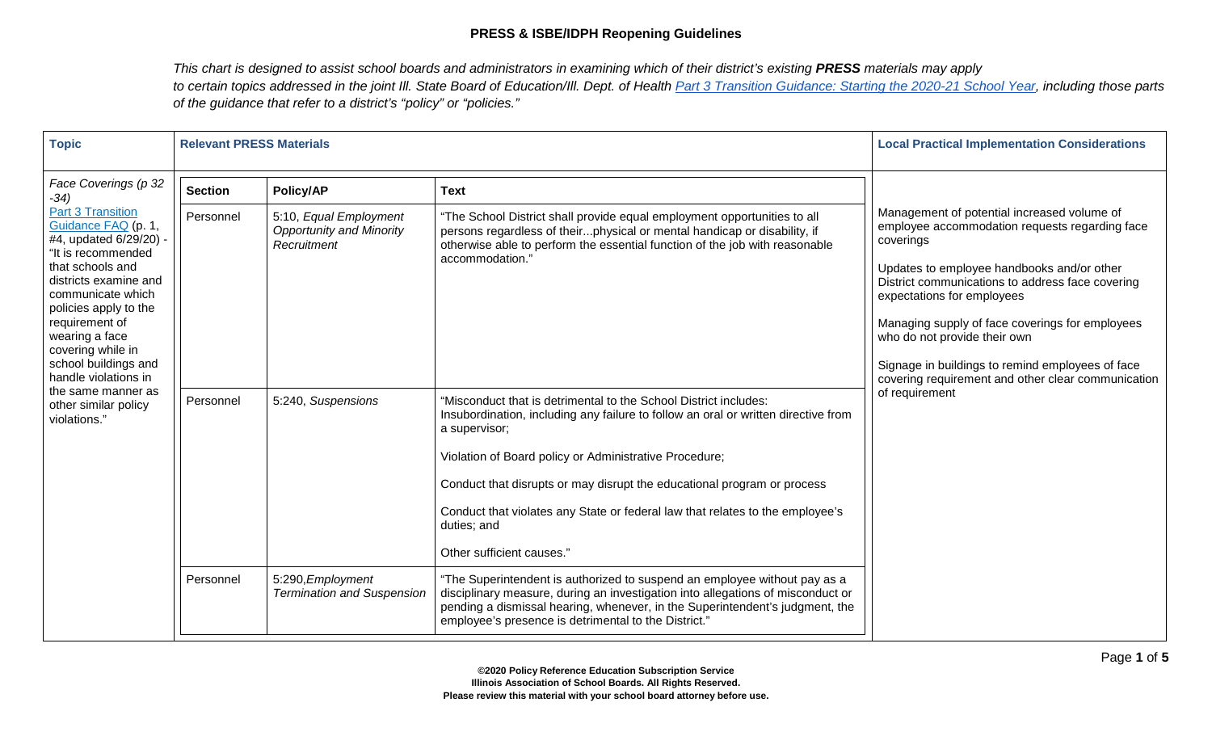# PRESS & ISBE/IDPH Reopening Guidelines

*This chart is designed to assist school boards and administrators in examining which of their district's existing **PRESS** materials may apply to certain topics addressed in the joint Ill. State Board of Education/Ill. Dept. of Health [Part 3 Transition Guidance: Starting the 2020-21 School Year](), including those parts of the guidance that refer to a district's "policy" or "policies."*

| Topic | Relevant PRESS Materials | | | Local Practical Implementation Considerations |
|---|---|---|---|---|
| | **Section** | **Policy/AP** | **Text** | |
| *Face Coverings (p 32 -34)*<br>[Part 3 Transition Guidance FAQ]() (p. 1, #4, updated 6/29/20) - "It is recommended that schools and districts examine and communicate which policies apply to the requirement of wearing a face covering while in school buildings and handle violations in the same manner as other similar policy violations." | Personnel | 5:10, *Equal Employment Opportunity and Minority Recruitment* | "The School District shall provide equal employment opportunities to all persons regardless of their...physical or mental handicap or disability, if otherwise able to perform the essential function of the job with reasonable accommodation." | Management of potential increased volume of employee accommodation requests regarding face coverings<br><br>Updates to employee handbooks and/or other District communications to address face covering expectations for employees<br><br>Managing supply of face coverings for employees who do not provide their own<br><br>Signage in buildings to remind employees of face covering requirement and other clear communication of requirement |
| | Personnel | 5:240, *Suspensions* | "Misconduct that is detrimental to the School District includes: Insubordination, including any failure to follow an oral or written directive from a supervisor;<br><br>Violation of Board policy or Administrative Procedure;<br><br>Conduct that disrupts or may disrupt the educational program or process<br><br>Conduct that violates any State or federal law that relates to the employee's duties; and<br><br>Other sufficient causes." | |
| | Personnel | 5:290,*Employment Termination and Suspension* | "The Superintendent is authorized to suspend an employee without pay as a disciplinary measure, during an investigation into allegations of misconduct or pending a dismissal hearing, whenever, in the Superintendent's judgment, the employee's presence is detrimental to the District." | |

**©2020 Policy Reference Education Subscription Service**
**Illinois Association of School Boards. All Rights Reserved.**
**Please review this material with your school board attorney before use.**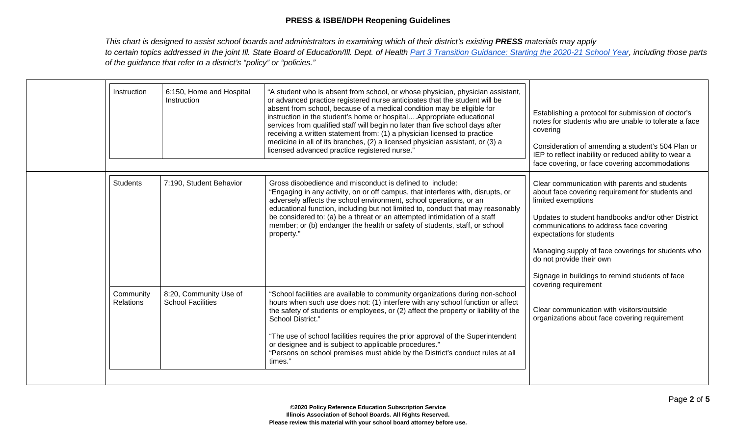## PRESS & ISBE/IDPH Reopening Guidelines

*This chart is designed to assist school boards and administrators in examining which of their district's existing **PRESS** materials may apply to certain topics addressed in the joint Ill. State Board of Education/Ill. Dept. of Health [Part 3 Transition Guidance: Starting the 2020-21 School Year](), including those parts of the guidance that refer to a district's "policy" or "policies."*

| | Section | Policy | Policy Language | Considerations |
|---|---|---|---|---|
| | Instruction | 6:150, Home and Hospital Instruction | "A student who is absent from school, or whose physician, physician assistant, or advanced practice registered nurse anticipates that the student will be absent from school, because of a medical condition may be eligible for instruction in the student's home or hospital….Appropriate educational services from qualified staff will begin no later than five school days after receiving a written statement from: (1) a physician licensed to practice medicine in all of its branches, (2) a licensed physician assistant, or (3) a licensed advanced practice registered nurse." | Establishing a protocol for submission of doctor's notes for students who are unable to tolerate a face covering<br><br>Consideration of amending a student's 504 Plan or IEP to reflect inability or reduced ability to wear a face covering, or face covering accommodations |
| | Students | 7:190, Student Behavior | Gross disobedience and misconduct is defined to include:<br>"Engaging in any activity, on or off campus, that interferes with, disrupts, or adversely affects the school environment, school operations, or an educational function, including but not limited to, conduct that may reasonably be considered to: (a) be a threat or an attempted intimidation of a staff member; or (b) endanger the health or safety of students, staff, or school property." | Clear communication with parents and students about face covering requirement for students and limited exemptions<br><br>Updates to student handbooks and/or other District communications to address face covering expectations for students<br><br>Managing supply of face coverings for students who do not provide their own<br><br>Signage in buildings to remind students of face covering requirement<br><br>Clear communication with visitors/outside organizations about face covering requirement |
| | Community Relations | 8:20, Community Use of School Facilities | "School facilities are available to community organizations during non-school hours when such use does not: (1) interfere with any school function or affect the safety of students or employees, or (2) affect the property or liability of the School District."<br><br>"The use of school facilities requires the prior approval of the Superintendent or designee and is subject to applicable procedures."<br>"Persons on school premises must abide by the District's conduct rules at all times." | |

**©2020 Policy Reference Education Subscription Service**
**Illinois Association of School Boards. All Rights Reserved.**
**Please review this material with your school board attorney before use.**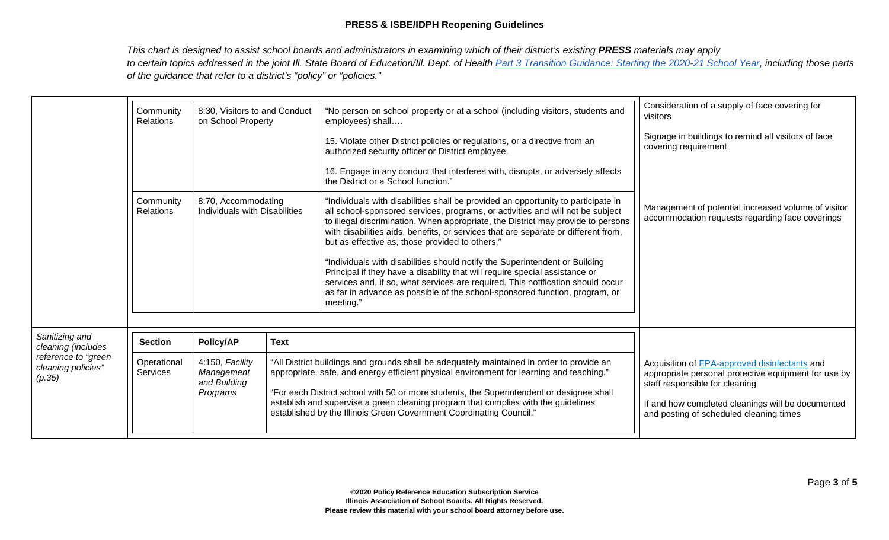## PRESS & ISBE/IDPH Reopening Guidelines

*This chart is designed to assist school boards and administrators in examining which of their district's existing **PRESS** materials may apply to certain topics addressed in the joint Ill. State Board of Education/Ill. Dept. of Health [Part 3 Transition Guidance: Starting the 2020-21 School Year](), including those parts of the guidance that refer to a district's "policy" or "policies."*

| Topic | Section | Policy/AP | Text | Considerations |
|---|---|---|---|---|
| | Community Relations | 8:30, Visitors to and Conduct on School Property | "No person on school property or at a school (including visitors, students and employees) shall….<br><br>15. Violate other District policies or regulations, or a directive from an authorized security officer or District employee.<br><br>16. Engage in any conduct that interferes with, disrupts, or adversely affects the District or a School function." | Consideration of a supply of face covering for visitors<br><br>Signage in buildings to remind all visitors of face covering requirement |
| | Community Relations | 8:70, Accommodating Individuals with Disabilities | "Individuals with disabilities shall be provided an opportunity to participate in all school-sponsored services, programs, or activities and will not be subject to illegal discrimination. When appropriate, the District may provide to persons with disabilities aids, benefits, or services that are separate or different from, but as effective as, those provided to others."<br><br>"Individuals with disabilities should notify the Superintendent or Building Principal if they have a disability that will require special assistance or services and, if so, what services are required. This notification should occur as far in advance as possible of the school-sponsored function, program, or meeting." | Management of potential increased volume of visitor accommodation requests regarding face coverings |
| *Sanitizing and cleaning (includes reference to "green cleaning policies" (p.35)* | **Section** | **Policy/AP** | **Text** | |
| | Operational Services | 4:150, *Facility Management and Building Programs* | "All District buildings and grounds shall be adequately maintained in order to provide an appropriate, safe, and energy efficient physical environment for learning and teaching."<br><br>"For each District school with 50 or more students, the Superintendent or designee shall establish and supervise a green cleaning program that complies with the guidelines established by the Illinois Green Government Coordinating Council." | Acquisition of [EPA-approved disinfectants]() and appropriate personal protective equipment for use by staff responsible for cleaning<br><br>If and how completed cleanings will be documented and posting of scheduled cleaning times |

**©2020 Policy Reference Education Subscription Service**
**Illinois Association of School Boards. All Rights Reserved.**
**Please review this material with your school board attorney before use.**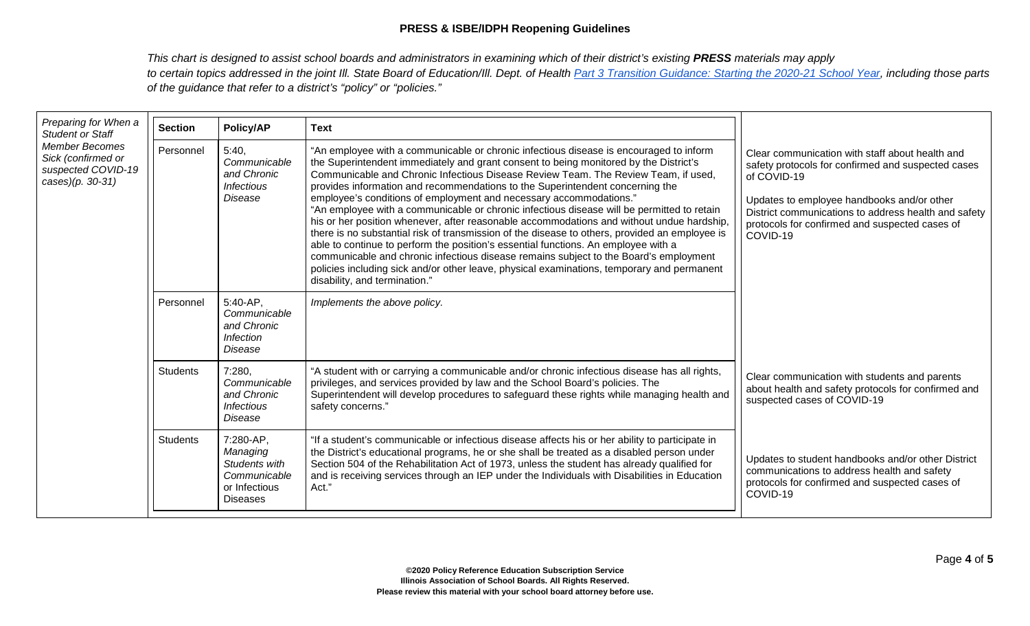## PRESS & ISBE/IDPH Reopening Guidelines

*This chart is designed to assist school boards and administrators in examining which of their district's existing **PRESS** materials may apply to certain topics addressed in the joint Ill. State Board of Education/Ill. Dept. of Health Part 3 Transition Guidance: Starting the 2020-21 School Year, including those parts of the guidance that refer to a district's "policy" or "policies."*

| Topic | Section | Policy/AP | Text | |
|---|---|---|---|---|
| *Preparing for When a Student or Staff Member Becomes Sick (confirmed or suspected COVID-19 cases)(p. 30-31)* | Personnel | 5:40, *Communicable and Chronic Infectious Disease* | "An employee with a communicable or chronic infectious disease is encouraged to inform the Superintendent immediately and grant consent to being monitored by the District's Communicable and Chronic Infectious Disease Review Team. The Review Team, if used, provides information and recommendations to the Superintendent concerning the employee's conditions of employment and necessary accommodations."<br>"An employee with a communicable or chronic infectious disease will be permitted to retain his or her position whenever, after reasonable accommodations and without undue hardship, there is no substantial risk of transmission of the disease to others, provided an employee is able to continue to perform the position's essential functions. An employee with a communicable and chronic infectious disease remains subject to the Board's employment policies including sick and/or other leave, physical examinations, temporary and permanent disability, and termination." | Clear communication with staff about health and safety protocols for confirmed and suspected cases of COVID-19<br><br>Updates to employee handbooks and/or other District communications to address health and safety protocols for confirmed and suspected cases of COVID-19 |
| | Personnel | 5:40-AP, *Communicable and Chronic Infection Disease* | *Implements the above policy.* | |
| | Students | 7:280, *Communicable and Chronic Infectious Disease* | "A student with or carrying a communicable and/or chronic infectious disease has all rights, privileges, and services provided by law and the School Board's policies. The Superintendent will develop procedures to safeguard these rights while managing health and safety concerns." | Clear communication with students and parents about health and safety protocols for confirmed and suspected cases of COVID-19 |
| | Students | 7:280-AP, *Managing Students with Communicable or Infectious Diseases* | "If a student's communicable or infectious disease affects his or her ability to participate in the District's educational programs, he or she shall be treated as a disabled person under Section 504 of the Rehabilitation Act of 1973, unless the student has already qualified for and is receiving services through an IEP under the Individuals with Disabilities in Education Act." | Updates to student handbooks and/or other District communications to address health and safety protocols for confirmed and suspected cases of COVID-19 |

**©2020 Policy Reference Education Subscription Service**
**Illinois Association of School Boards. All Rights Reserved.**
**Please review this material with your school board attorney before use.**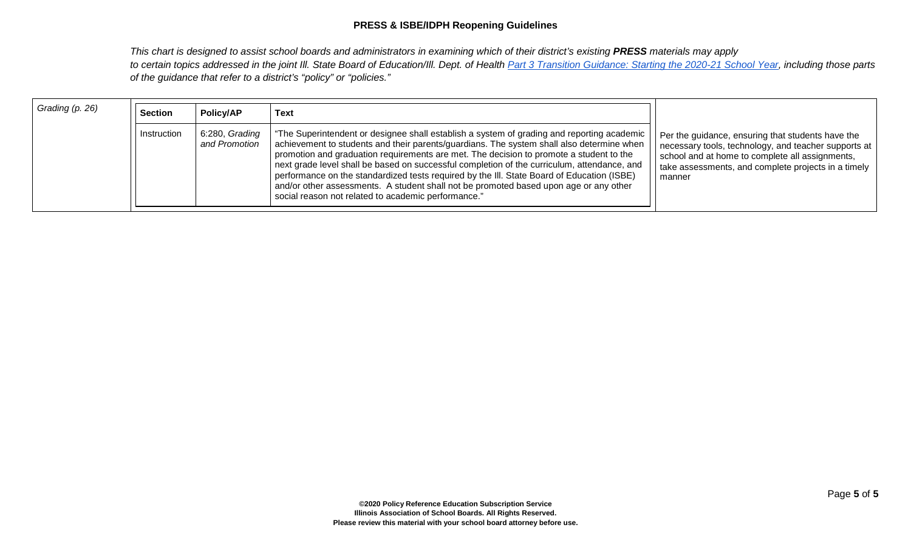This chart is designed to assist school boards and administrators in examining which of their district's existing ***PRESS*** materials may apply to certain topics addressed in the joint Ill. State Board of Education/Ill. Dept. of Health *Part 3 Transition Guidance: Starting the 2020-21 School Year*, including those parts of the guidance that refer to a district's "policy" or "policies."

| | Section | Policy/AP | Text | |
|---|---|---|---|---|
| *Grading (p. 26)* | Instruction | 6:280, *Grading and Promotion* | "The Superintendent or designee shall establish a system of grading and reporting academic achievement to students and their parents/guardians. The system shall also determine when promotion and graduation requirements are met. The decision to promote a student to the next grade level shall be based on successful completion of the curriculum, attendance, and performance on the standardized tests required by the Ill. State Board of Education (ISBE) and/or other assessments. A student shall not be promoted based upon age or any other social reason not related to academic performance." | Per the guidance, ensuring that students have the necessary tools, technology, and teacher supports at school and at home to complete all assignments, take assessments, and complete projects in a timely manner |

**©2020 Policy Reference Education Subscription Service**
**Illinois Association of School Boards. All Rights Reserved.**
**Please review this material with your school board attorney before use.**